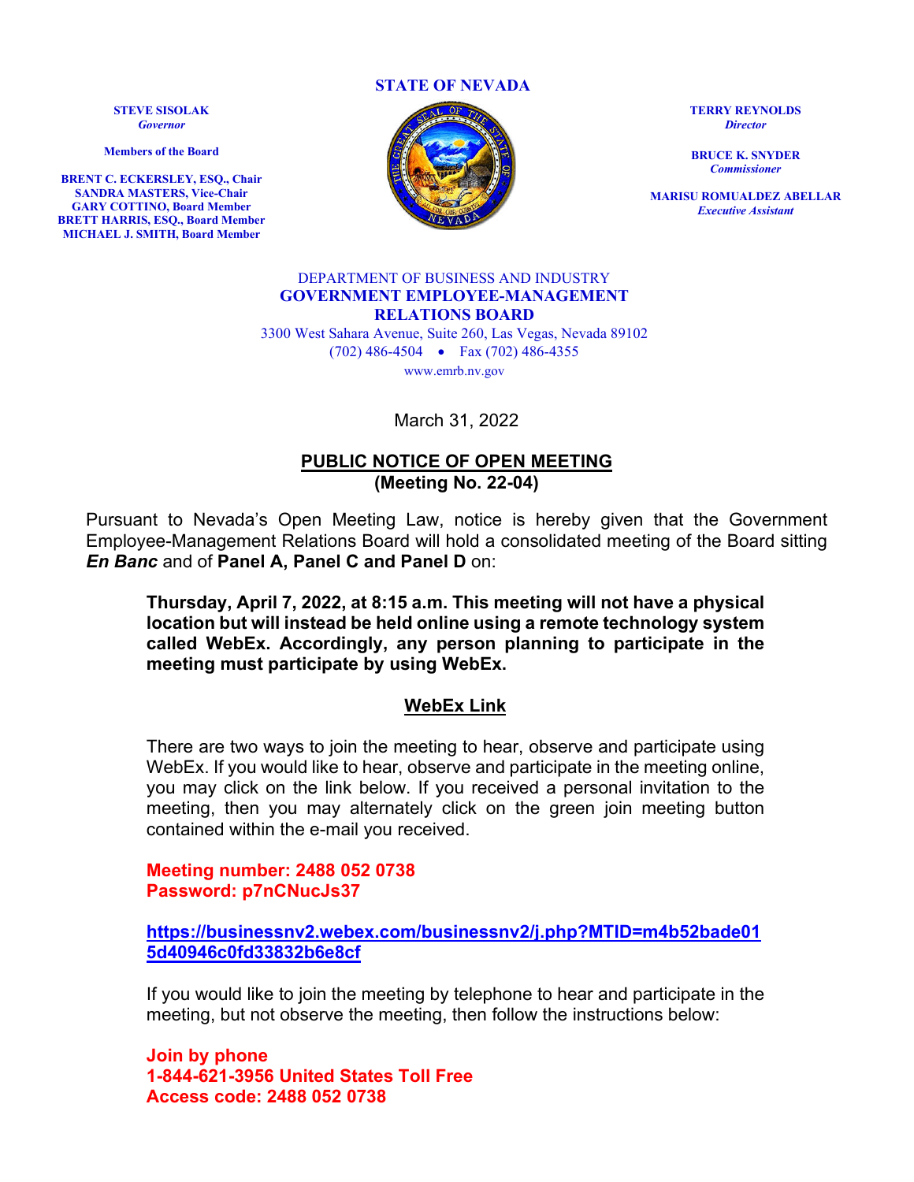**STATE OF NEVADA**

**STEVE SISOLAK**
*Governor*

**Members of the Board**

**BRENT C. ECKERSLEY, ESQ., Chair**
**SANDRA MASTERS, Vice-Chair**
**GARY COTTINO, Board Member**
**BRETT HARRIS, ESQ., Board Member**
**MICHAEL J. SMITH, Board Member**

**TERRY REYNOLDS**
*Director*

**BRUCE K. SNYDER**
*Commissioner*

**MARISU ROMUALDEZ ABELLAR**
*Executive Assistant*

DEPARTMENT OF BUSINESS AND INDUSTRY
**GOVERNMENT EMPLOYEE-MANAGEMENT RELATIONS BOARD**
3300 West Sahara Avenue, Suite 260, Las Vegas, Nevada 89102
(702) 486-4504 • Fax (702) 486-4355
www.emrb.nv.gov

March 31, 2022

## PUBLIC NOTICE OF OPEN MEETING
**(Meeting No. 22-04)**

Pursuant to Nevada's Open Meeting Law, notice is hereby given that the Government Employee-Management Relations Board will hold a consolidated meeting of the Board sitting ***En Banc*** and of **Panel A, Panel C and Panel D** on:

> **Thursday, April 7, 2022, at 8:15 a.m. This meeting will not have a physical location but will instead be held online using a remote technology system called WebEx. Accordingly, any person planning to participate in the meeting must participate by using WebEx.**
>
> **WebEx Link**
>
> There are two ways to join the meeting to hear, observe and participate using WebEx. If you would like to hear, observe and participate in the meeting online, you may click on the link below. If you received a personal invitation to the meeting, then you may alternately click on the green join meeting button contained within the e-mail you received.
>
> **Meeting number: 2488 052 0738**
> **Password: p7nCNucJs37**
>
> **https://businessnv2.webex.com/businessnv2/j.php?MTID=m4b52bade015d40946c0fd33832b6e8cf**
>
> If you would like to join the meeting by telephone to hear and participate in the meeting, but not observe the meeting, then follow the instructions below:
>
> **Join by phone**
> **1-844-621-3956 United States Toll Free**
> **Access code: 2488 052 0738**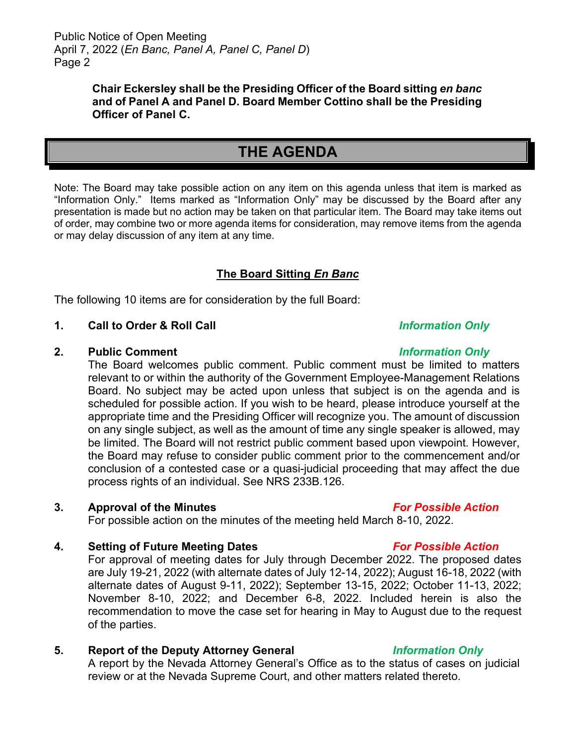**Chair Eckersley shall be the Presiding Officer of the Board sitting *en banc* and of Panel A and Panel D. Board Member Cottino shall be the Presiding Officer of Panel C.**

# THE AGENDA

Note: The Board may take possible action on any item on this agenda unless that item is marked as "Information Only." Items marked as "Information Only" may be discussed by the Board after any presentation is made but no action may be taken on that particular item. The Board may take items out of order, may combine two or more agenda items for consideration, may remove items from the agenda or may delay discussion of any item at any time.

## The Board Sitting *En Banc*

The following 10 items are for consideration by the full Board:

**1. Call to Order & Roll Call** ***Information Only***

**2. Public Comment** ***Information Only***

The Board welcomes public comment. Public comment must be limited to matters relevant to or within the authority of the Government Employee-Management Relations Board. No subject may be acted upon unless that subject is on the agenda and is scheduled for possible action. If you wish to be heard, please introduce yourself at the appropriate time and the Presiding Officer will recognize you. The amount of discussion on any single subject, as well as the amount of time any single speaker is allowed, may be limited. The Board will not restrict public comment based upon viewpoint. However, the Board may refuse to consider public comment prior to the commencement and/or conclusion of a contested case or a quasi-judicial proceeding that may affect the due process rights of an individual. See NRS 233B.126.

**3. Approval of the Minutes** ***For Possible Action***

For possible action on the minutes of the meeting held March 8-10, 2022.

**4. Setting of Future Meeting Dates** ***For Possible Action***

For approval of meeting dates for July through December 2022. The proposed dates are July 19-21, 2022 (with alternate dates of July 12-14, 2022); August 16-18, 2022 (with alternate dates of August 9-11, 2022); September 13-15, 2022; October 11-13, 2022; November 8-10, 2022; and December 6-8, 2022. Included herein is also the recommendation to move the case set for hearing in May to August due to the request of the parties.

**5. Report of the Deputy Attorney General** ***Information Only***

A report by the Nevada Attorney General's Office as to the status of cases on judicial review or at the Nevada Supreme Court, and other matters related thereto.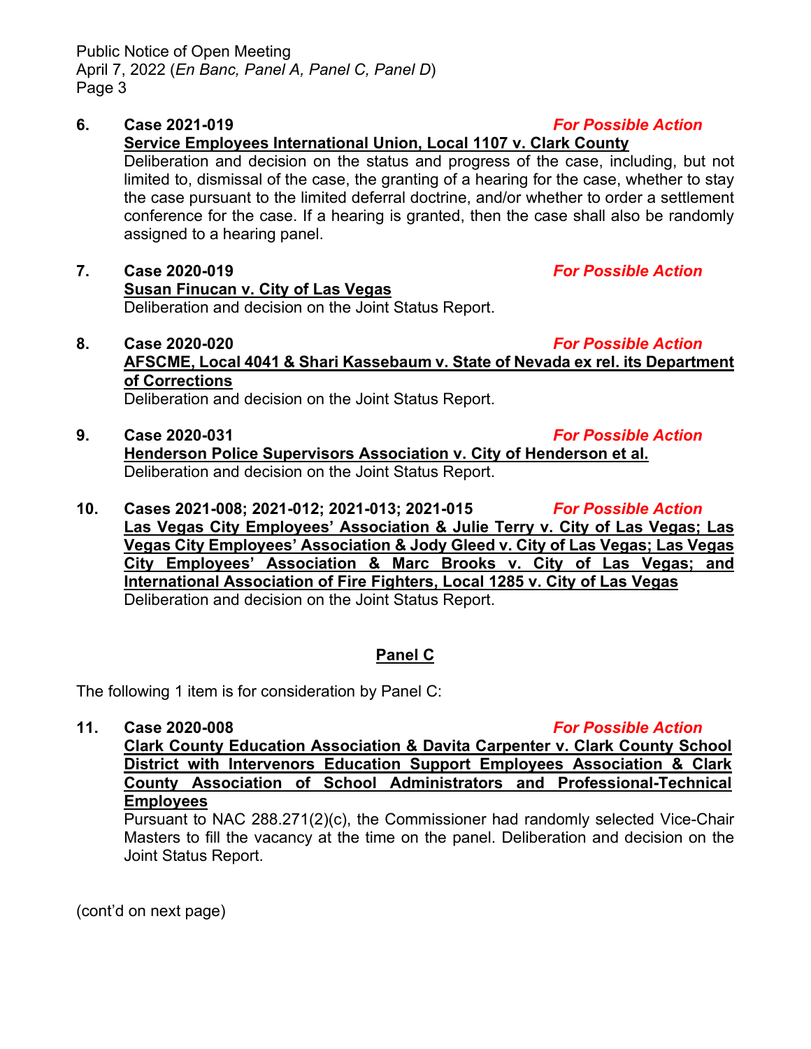6. **Case 2021-019** ***For Possible Action***
   **Service Employees International Union, Local 1107 v. Clark County**
   Deliberation and decision on the status and progress of the case, including, but not limited to, dismissal of the case, the granting of a hearing for the case, whether to stay the case pursuant to the limited deferral doctrine, and/or whether to order a settlement conference for the case. If a hearing is granted, then the case shall also be randomly assigned to a hearing panel.

7. **Case 2020-019** ***For Possible Action***
   **Susan Finucan v. City of Las Vegas**
   Deliberation and decision on the Joint Status Report.

8. **Case 2020-020** ***For Possible Action***
   **AFSCME, Local 4041 & Shari Kassebaum v. State of Nevada ex rel. its Department of Corrections**
   Deliberation and decision on the Joint Status Report.

9. **Case 2020-031** ***For Possible Action***
   **Henderson Police Supervisors Association v. City of Henderson et al.**
   Deliberation and decision on the Joint Status Report.

10. **Cases 2021-008; 2021-012; 2021-013; 2021-015** ***For Possible Action***
    **Las Vegas City Employees' Association & Julie Terry v. City of Las Vegas; Las Vegas City Employees' Association & Jody Gleed v. City of Las Vegas; Las Vegas City Employees' Association & Marc Brooks v. City of Las Vegas; and International Association of Fire Fighters, Local 1285 v. City of Las Vegas**
    Deliberation and decision on the Joint Status Report.

## Panel C

The following 1 item is for consideration by Panel C:

11. **Case 2020-008** ***For Possible Action***
    **Clark County Education Association & Davita Carpenter v. Clark County School District with Intervenors Education Support Employees Association & Clark County Association of School Administrators and Professional-Technical Employees**
    Pursuant to NAC 288.271(2)(c), the Commissioner had randomly selected Vice-Chair Masters to fill the vacancy at the time on the panel. Deliberation and decision on the Joint Status Report.

(cont'd on next page)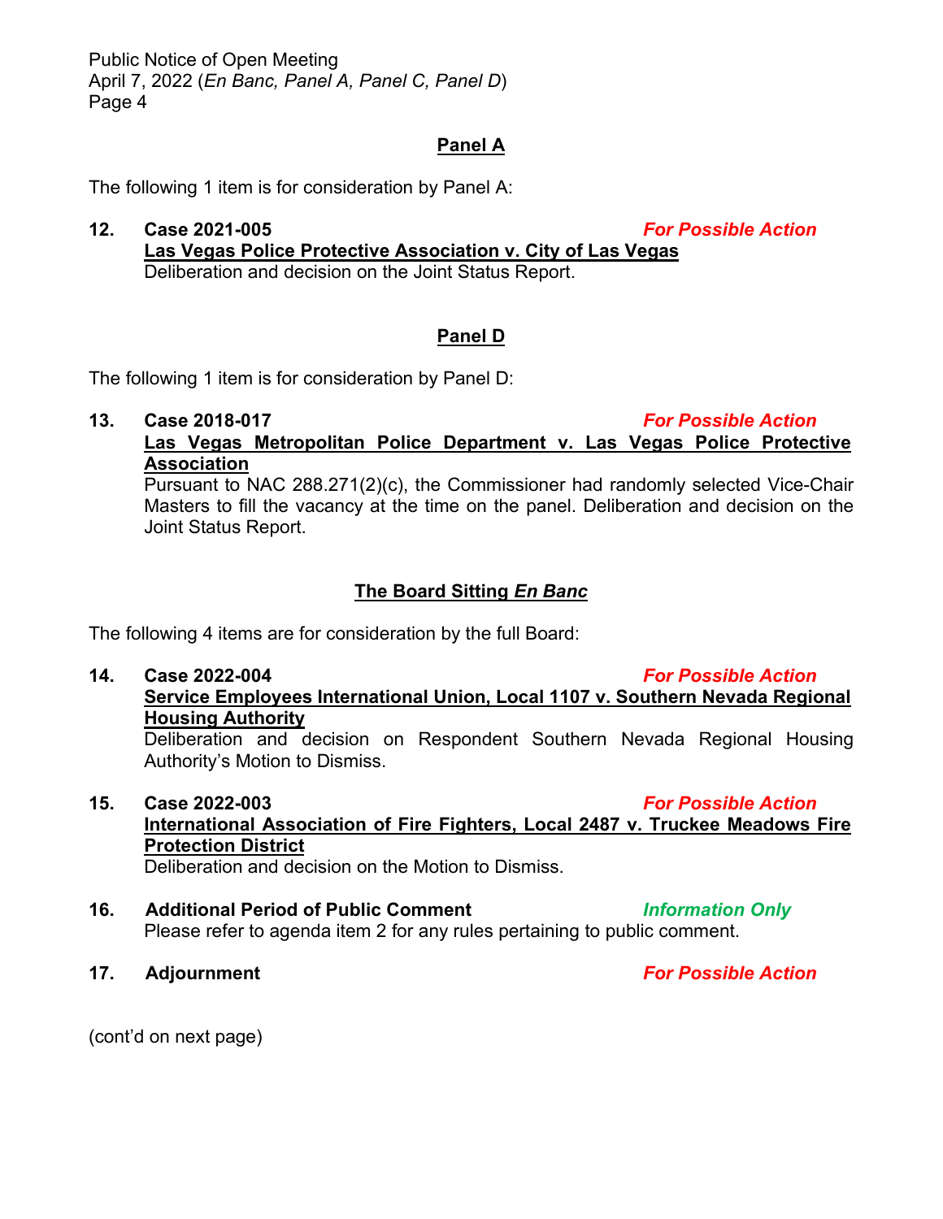## Panel A

The following 1 item is for consideration by Panel A:

**12. Case 2021-005** ***For Possible Action***
**Las Vegas Police Protective Association v. City of Las Vegas**
Deliberation and decision on the Joint Status Report.

## Panel D

The following 1 item is for consideration by Panel D:

**13. Case 2018-017** ***For Possible Action***
**Las Vegas Metropolitan Police Department v. Las Vegas Police Protective Association**
Pursuant to NAC 288.271(2)(c), the Commissioner had randomly selected Vice-Chair Masters to fill the vacancy at the time on the panel. Deliberation and decision on the Joint Status Report.

## The Board Sitting *En Banc*

The following 4 items are for consideration by the full Board:

**14. Case 2022-004** ***For Possible Action***
**Service Employees International Union, Local 1107 v. Southern Nevada Regional Housing Authority**
Deliberation and decision on Respondent Southern Nevada Regional Housing Authority's Motion to Dismiss.

**15. Case 2022-003** ***For Possible Action***
**International Association of Fire Fighters, Local 2487 v. Truckee Meadows Fire Protection District**
Deliberation and decision on the Motion to Dismiss.

**16. Additional Period of Public Comment** ***Information Only***
Please refer to agenda item 2 for any rules pertaining to public comment.

**17. Adjournment** ***For Possible Action***

(cont'd on next page)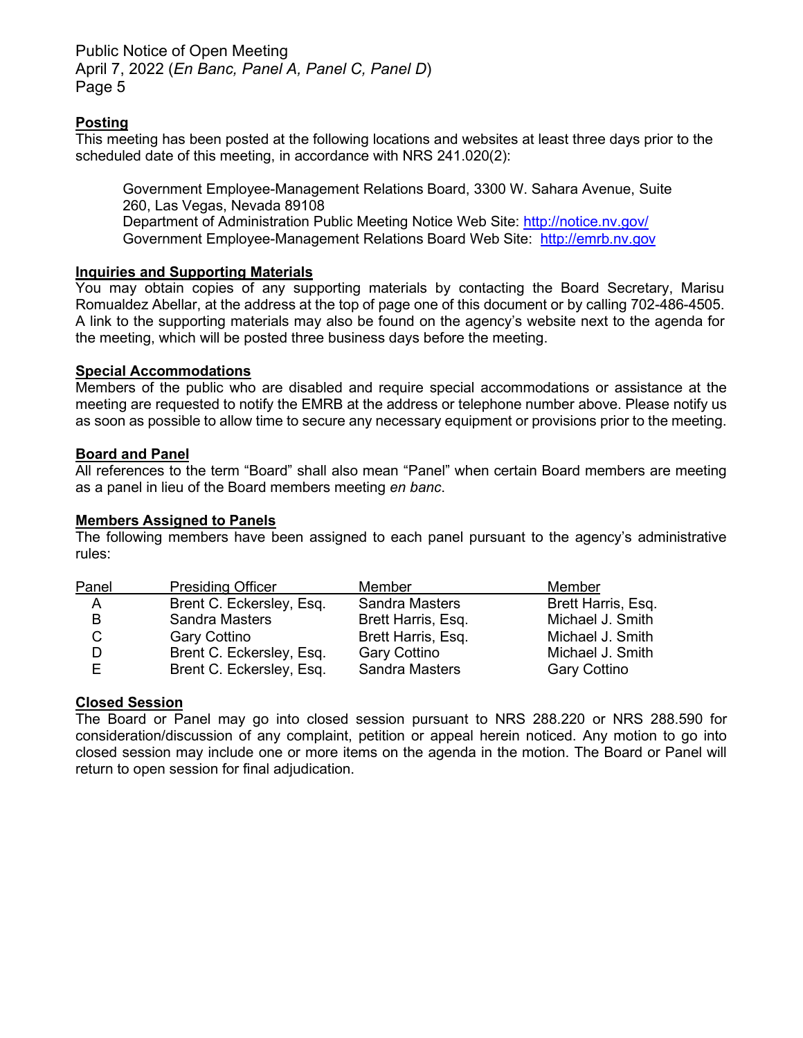**Posting**

This meeting has been posted at the following locations and websites at least three days prior to the scheduled date of this meeting, in accordance with NRS 241.020(2):

Government Employee-Management Relations Board, 3300 W. Sahara Avenue, Suite 260, Las Vegas, Nevada 89108
Department of Administration Public Meeting Notice Web Site: [http://notice.nv.gov/](http://notice.nv.gov/)
Government Employee-Management Relations Board Web Site: [http://emrb.nv.gov](http://emrb.nv.gov)

**Inquiries and Supporting Materials**

You may obtain copies of any supporting materials by contacting the Board Secretary, Marisu Romualdez Abellar, at the address at the top of page one of this document or by calling 702-486-4505. A link to the supporting materials may also be found on the agency's website next to the agenda for the meeting, which will be posted three business days before the meeting.

**Special Accommodations**

Members of the public who are disabled and require special accommodations or assistance at the meeting are requested to notify the EMRB at the address or telephone number above. Please notify us as soon as possible to allow time to secure any necessary equipment or provisions prior to the meeting.

**Board and Panel**

All references to the term "Board" shall also mean "Panel" when certain Board members are meeting as a panel in lieu of the Board members meeting *en banc*.

**Members Assigned to Panels**

The following members have been assigned to each panel pursuant to the agency's administrative rules:

| Panel | Presiding Officer | Member | Member |
|---|---|---|---|
| A | Brent C. Eckersley, Esq. | Sandra Masters | Brett Harris, Esq. |
| B | Sandra Masters | Brett Harris, Esq. | Michael J. Smith |
| C | Gary Cottino | Brett Harris, Esq. | Michael J. Smith |
| D | Brent C. Eckersley, Esq. | Gary Cottino | Michael J. Smith |
| E | Brent C. Eckersley, Esq. | Sandra Masters | Gary Cottino |

**Closed Session**

The Board or Panel may go into closed session pursuant to NRS 288.220 or NRS 288.590 for consideration/discussion of any complaint, petition or appeal herein noticed. Any motion to go into closed session may include one or more items on the agenda in the motion. The Board or Panel will return to open session for final adjudication.